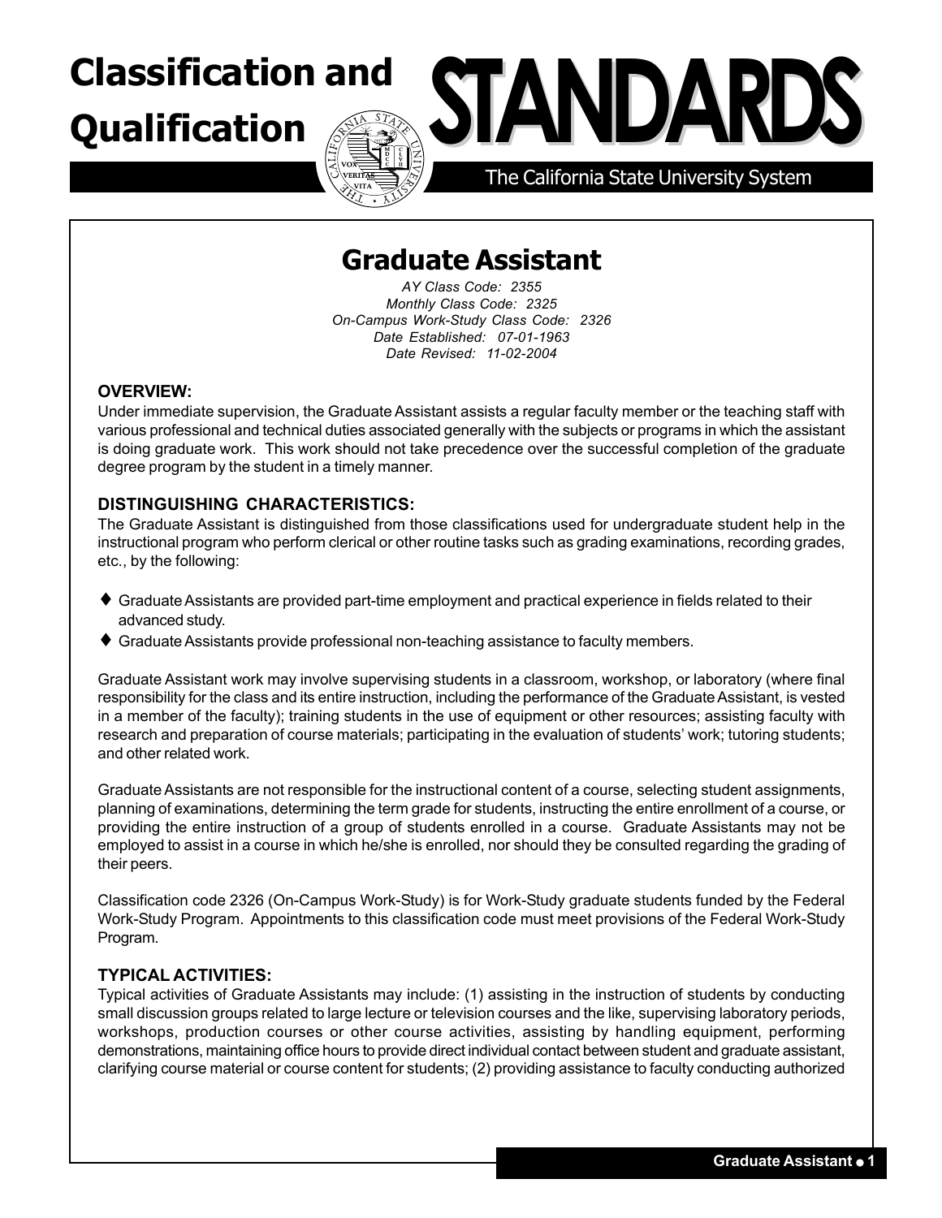# Classification and Qualification STANDARDS

The California State University System

## Graduate Assistant

*AY Class Code: 2355*
*Monthly Class Code: 2325*
*On-Campus Work-Study Class Code: 2326*
*Date Established: 07-01-1963*
*Date Revised: 11-02-2004*

### OVERVIEW:

Under immediate supervision, the Graduate Assistant assists a regular faculty member or the teaching staff with various professional and technical duties associated generally with the subjects or programs in which the assistant is doing graduate work. This work should not take precedence over the successful completion of the graduate degree program by the student in a timely manner.

### DISTINGUISHING CHARACTERISTICS:

The Graduate Assistant is distinguished from those classifications used for undergraduate student help in the instructional program who perform clerical or other routine tasks such as grading examinations, recording grades, etc., by the following:

- Graduate Assistants are provided part-time employment and practical experience in fields related to their advanced study.
- Graduate Assistants provide professional non-teaching assistance to faculty members.

Graduate Assistant work may involve supervising students in a classroom, workshop, or laboratory (where final responsibility for the class and its entire instruction, including the performance of the Graduate Assistant, is vested in a member of the faculty); training students in the use of equipment or other resources; assisting faculty with research and preparation of course materials; participating in the evaluation of students' work; tutoring students; and other related work.

Graduate Assistants are not responsible for the instructional content of a course, selecting student assignments, planning of examinations, determining the term grade for students, instructing the entire enrollment of a course, or providing the entire instruction of a group of students enrolled in a course. Graduate Assistants may not be employed to assist in a course in which he/she is enrolled, nor should they be consulted regarding the grading of their peers.

Classification code 2326 (On-Campus Work-Study) is for Work-Study graduate students funded by the Federal Work-Study Program. Appointments to this classification code must meet provisions of the Federal Work-Study Program.

### TYPICAL ACTIVITIES:

Typical activities of Graduate Assistants may include: (1) assisting in the instruction of students by conducting small discussion groups related to large lecture or television courses and the like, supervising laboratory periods, workshops, production courses or other course activities, assisting by handling equipment, performing demonstrations, maintaining office hours to provide direct individual contact between student and graduate assistant, clarifying course material or course content for students; (2) providing assistance to faculty conducting authorized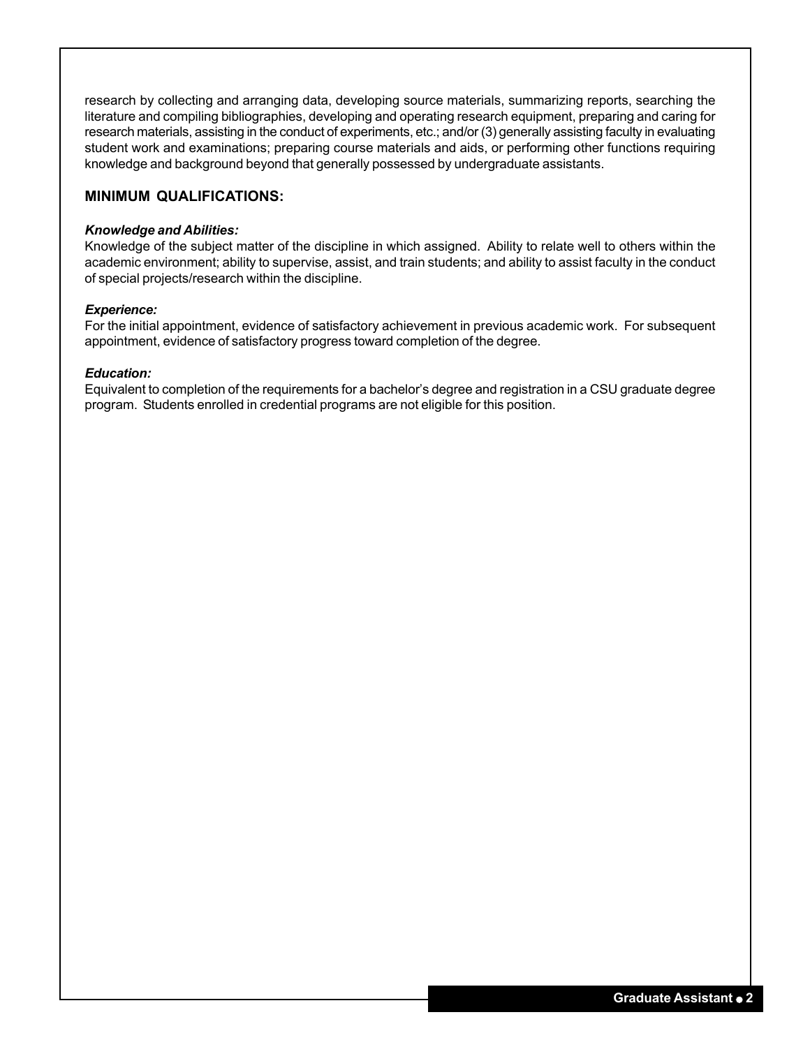research by collecting and arranging data, developing source materials, summarizing reports, searching the literature and compiling bibliographies, developing and operating research equipment, preparing and caring for research materials, assisting in the conduct of experiments, etc.; and/or (3) generally assisting faculty in evaluating student work and examinations; preparing course materials and aids, or performing other functions requiring knowledge and background beyond that generally possessed by undergraduate assistants.

## MINIMUM QUALIFICATIONS:

***Knowledge and Abilities:***
Knowledge of the subject matter of the discipline in which assigned. Ability to relate well to others within the academic environment; ability to supervise, assist, and train students; and ability to assist faculty in the conduct of special projects/research within the discipline.

***Experience:***
For the initial appointment, evidence of satisfactory achievement in previous academic work. For subsequent appointment, evidence of satisfactory progress toward completion of the degree.

***Education:***
Equivalent to completion of the requirements for a bachelor's degree and registration in a CSU graduate degree program. Students enrolled in credential programs are not eligible for this position.